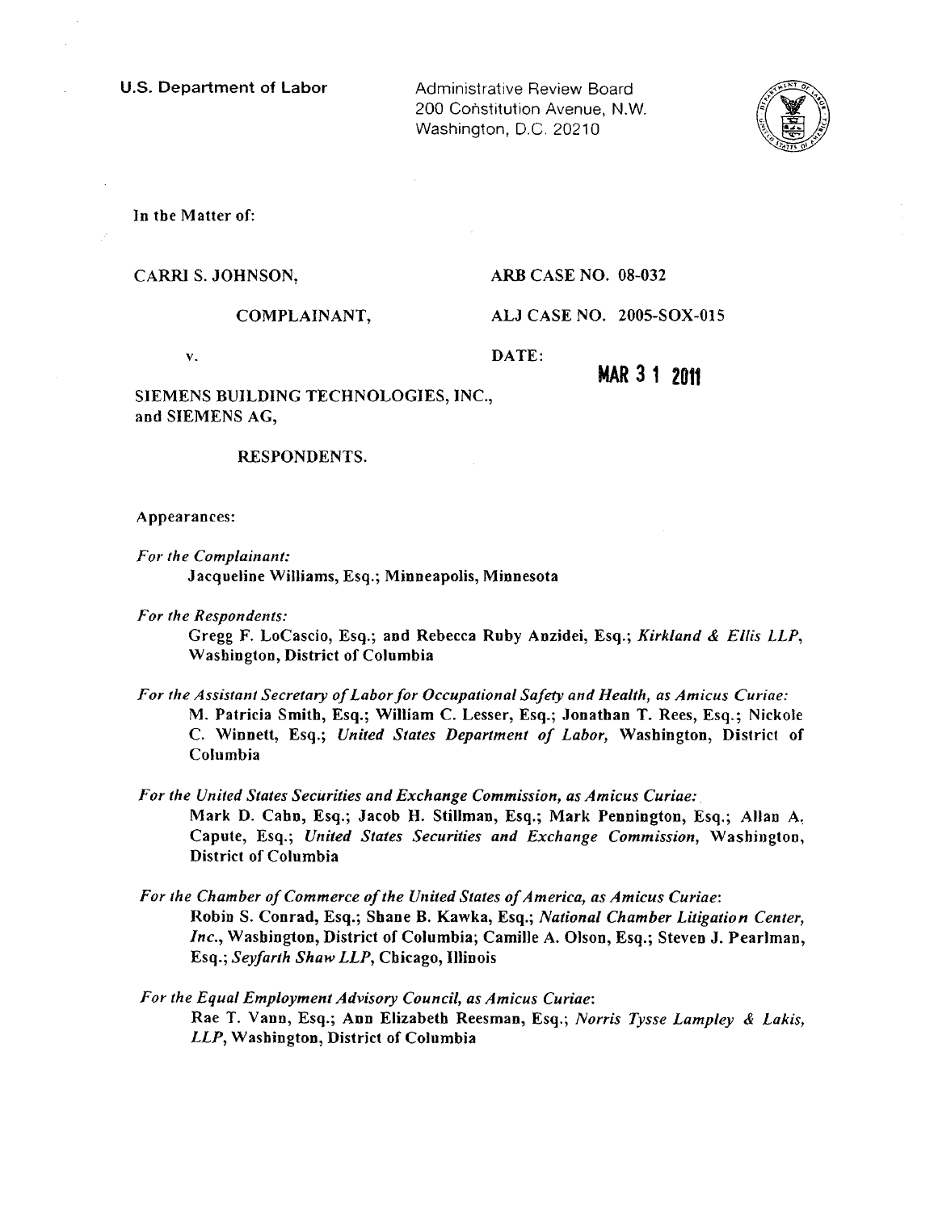**U.S. Department of Labor**

Administrative Review Board
200 Constitution Avenue, N.W.
Washington, D.C. 20210

In the Matter of:

CARRI S. JOHNSON,

COMPLAINANT,

v.

SIEMENS BUILDING TECHNOLOGIES, INC.,
and SIEMENS AG,

RESPONDENTS.

ARB CASE NO. 08-032

ALJ CASE NO. 2005-SOX-015

DATE: **MAR 31 2011**

Appearances:

*For the Complainant:*
Jacqueline Williams, Esq.; Minneapolis, Minnesota

*For the Respondents:*
Gregg F. LoCascio, Esq.; and Rebecca Ruby Anzidei, Esq.; *Kirkland & Ellis LLP*, Washington, District of Columbia

*For the Assistant Secretary of Labor for Occupational Safety and Health, as Amicus Curiae:*
M. Patricia Smith, Esq.; William C. Lesser, Esq.; Jonathan T. Rees, Esq.; Nickole C. Winnett, Esq.; *United States Department of Labor,* Washington, District of Columbia

*For the United States Securities and Exchange Commission, as Amicus Curiae:*
Mark D. Cahn, Esq.; Jacob H. Stillman, Esq.; Mark Pennington, Esq.; Allan A. Capute, Esq.; *United States Securities and Exchange Commission,* Washington, District of Columbia

*For the Chamber of Commerce of the United States of America, as Amicus Curiae:*
Robin S. Conrad, Esq.; Shane B. Kawka, Esq.; *National Chamber Litigation Center, Inc.*, Washington, District of Columbia; Camille A. Olson, Esq.; Steven J. Pearlman, Esq.; *Seyfarth Shaw LLP*, Chicago, Illinois

*For the Equal Employment Advisory Council, as Amicus Curiae:*
Rae T. Vann, Esq.; Ann Elizabeth Reesman, Esq.; *Norris Tysse Lampley & Lakis, LLP*, Washington, District of Columbia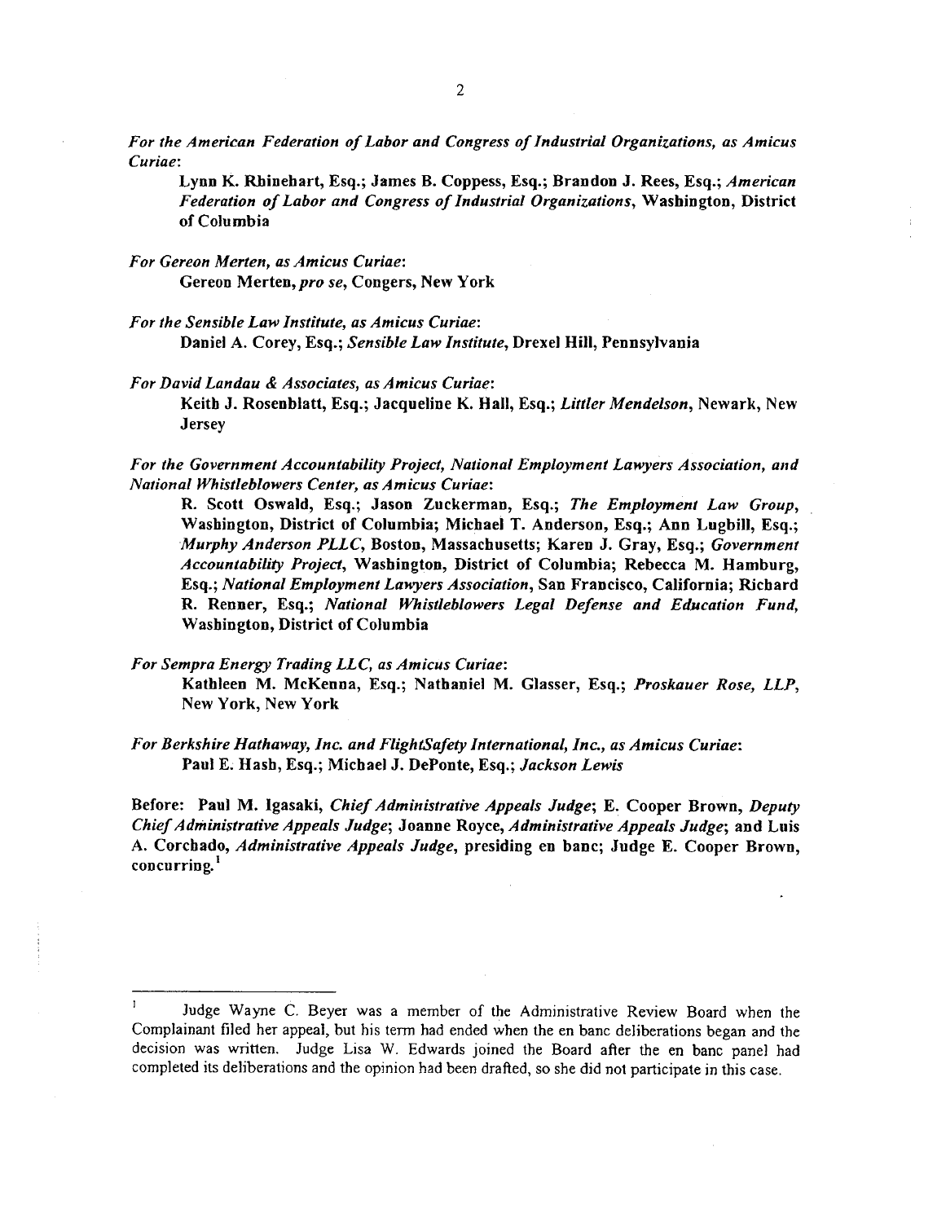*For the American Federation of Labor and Congress of Industrial Organizations, as Amicus Curiae*:

**Lynn K. Rhinehart, Esq.; James B. Coppess, Esq.; Brandon J. Rees, Esq.; *American Federation of Labor and Congress of Industrial Organizations*, Washington, District of Columbia**

*For Gereon Merten, as Amicus Curiae*:

**Gereon Merten, *pro se*, Congers, New York**

*For the Sensible Law Institute, as Amicus Curiae*:

**Daniel A. Corey, Esq.; *Sensible Law Institute*, Drexel Hill, Pennsylvania**

*For David Landau & Associates, as Amicus Curiae*:

**Keith J. Rosenblatt, Esq.; Jacqueline K. Hall, Esq.; *Littler Mendelson*, Newark, New Jersey**

*For the Government Accountability Project, National Employment Lawyers Association, and National Whistleblowers Center, as Amicus Curiae*:

**R. Scott Oswald, Esq.; Jason Zuckerman, Esq.; *The Employment Law Group*, Washington, District of Columbia; Michael T. Anderson, Esq.; Ann Lugbill, Esq.; *Murphy Anderson PLLC*, Boston, Massachusetts; Karen J. Gray, Esq.; *Government Accountability Project*, Washington, District of Columbia; Rebecca M. Hamburg, Esq.; *National Employment Lawyers Association*, San Francisco, California; Richard R. Renner, Esq.; *National Whistleblowers Legal Defense and Education Fund*, Washington, District of Columbia**

*For Sempra Energy Trading LLC, as Amicus Curiae*:

**Kathleen M. McKenna, Esq.; Nathaniel M. Glasser, Esq.; *Proskauer Rose, LLP*, New York, New York**

*For Berkshire Hathaway, Inc. and FlightSafety International, Inc., as Amicus Curiae*:

**Paul E. Hash, Esq.; Michael J. DePonte, Esq.; *Jackson Lewis***

**Before: Paul M. Igasaki, *Chief Administrative Appeals Judge*; E. Cooper Brown, *Deputy Chief Administrative Appeals Judge*; Joanne Royce, *Administrative Appeals Judge*; and Luis A. Corchado, *Administrative Appeals Judge*, presiding en banc; Judge E. Cooper Brown, concurring.[1]**

---

[1] Judge Wayne C. Beyer was a member of the Administrative Review Board when the Complainant filed her appeal, but his term had ended when the en banc deliberations began and the decision was written. Judge Lisa W. Edwards joined the Board after the en banc panel had completed its deliberations and the opinion had been drafted, so she did not participate in this case.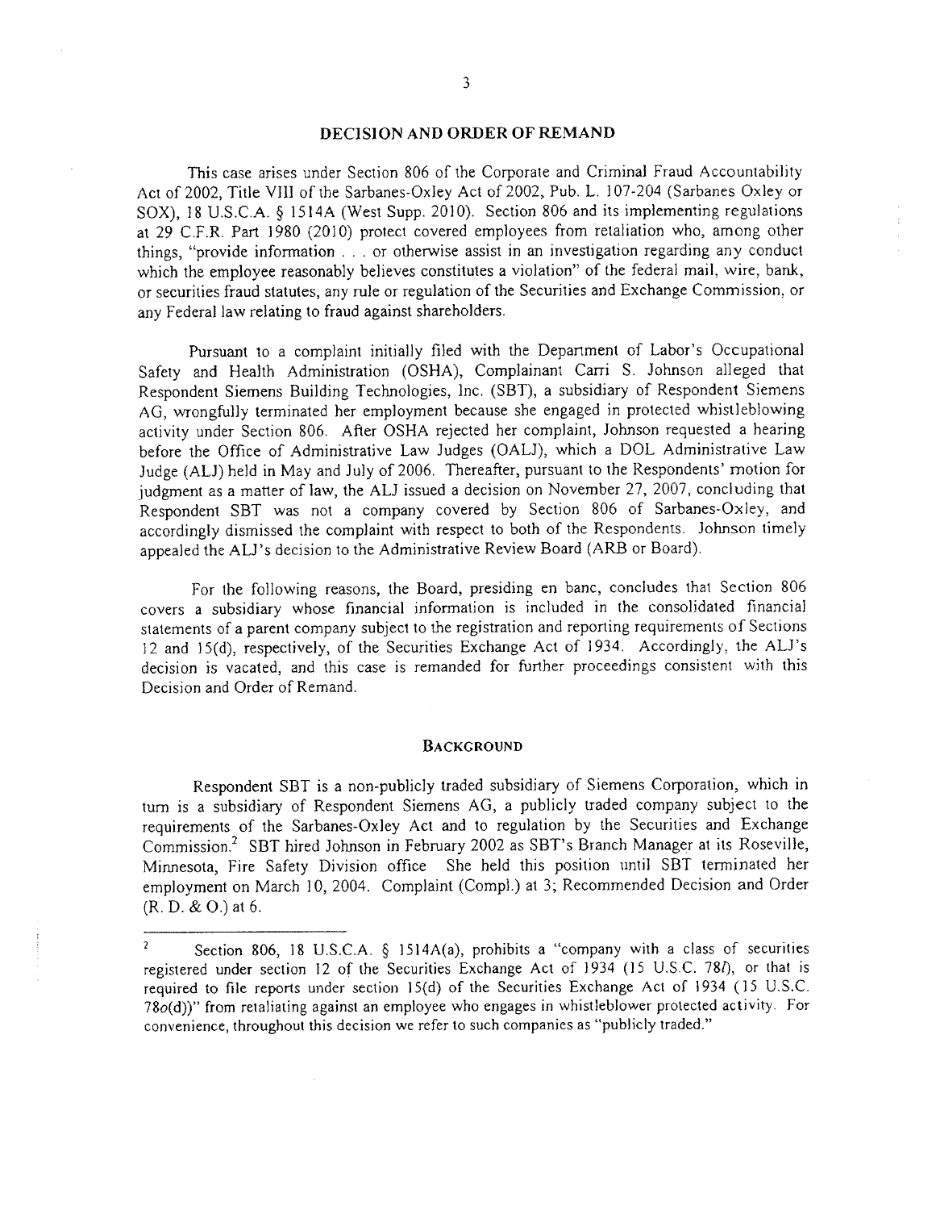## DECISION AND ORDER OF REMAND

This case arises under Section 806 of the Corporate and Criminal Fraud Accountability Act of 2002, Title VIII of the Sarbanes-Oxley Act of 2002, Pub. L. 107-204 (Sarbanes Oxley or SOX), 18 U.S.C.A. § 1514A (West Supp. 2010). Section 806 and its implementing regulations at 29 C.F.R. Part 1980 (2010) protect covered employees from retaliation who, among other things, "provide information . . . or otherwise assist in an investigation regarding any conduct which the employee reasonably believes constitutes a violation" of the federal mail, wire, bank, or securities fraud statutes, any rule or regulation of the Securities and Exchange Commission, or any Federal law relating to fraud against shareholders.

Pursuant to a complaint initially filed with the Department of Labor's Occupational Safety and Health Administration (OSHA), Complainant Carri S. Johnson alleged that Respondent Siemens Building Technologies, Inc. (SBT), a subsidiary of Respondent Siemens AG, wrongfully terminated her employment because she engaged in protected whistleblowing activity under Section 806. After OSHA rejected her complaint, Johnson requested a hearing before the Office of Administrative Law Judges (OALJ), which a DOL Administrative Law Judge (ALJ) held in May and July of 2006. Thereafter, pursuant to the Respondents' motion for judgment as a matter of law, the ALJ issued a decision on November 27, 2007, concluding that Respondent SBT was not a company covered by Section 806 of Sarbanes-Oxley, and accordingly dismissed the complaint with respect to both of the Respondents. Johnson timely appealed the ALJ's decision to the Administrative Review Board (ARB or Board).

For the following reasons, the Board, presiding en banc, concludes that Section 806 covers a subsidiary whose financial information is included in the consolidated financial statements of a parent company subject to the registration and reporting requirements of Sections 12 and 15(d), respectively, of the Securities Exchange Act of 1934. Accordingly, the ALJ's decision is vacated, and this case is remanded for further proceedings consistent with this Decision and Order of Remand.

## BACKGROUND

Respondent SBT is a non-publicly traded subsidiary of Siemens Corporation, which in turn is a subsidiary of Respondent Siemens AG, a publicly traded company subject to the requirements of the Sarbanes-Oxley Act and to regulation by the Securities and Exchange Commission.[2] SBT hired Johnson in February 2002 as SBT's Branch Manager at its Roseville, Minnesota, Fire Safety Division office She held this position until SBT terminated her employment on March 10, 2004. Complaint (Compl.) at 3; Recommended Decision and Order (R. D. & O.) at 6.

---

[2] Section 806, 18 U.S.C.A. § 1514A(a), prohibits a "company with a class of securities registered under section 12 of the Securities Exchange Act of 1934 (15 U.S.C. 78*l*), or that is required to file reports under section 15(d) of the Securities Exchange Act of 1934 (15 U.S.C. 78*o*(d))" from retaliating against an employee who engages in whistleblower protected activity. For convenience, throughout this decision we refer to such companies as "publicly traded."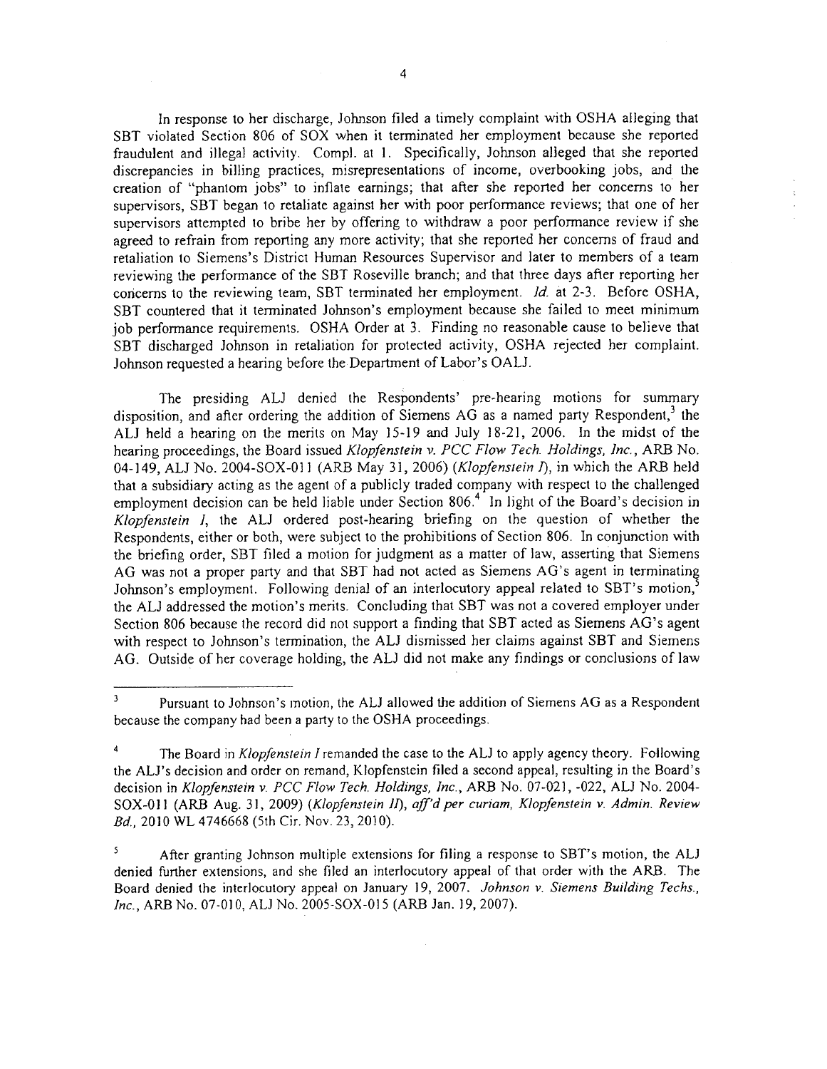In response to her discharge, Johnson filed a timely complaint with OSHA alleging that SBT violated Section 806 of SOX when it terminated her employment because she reported fraudulent and illegal activity. Compl. at 1. Specifically, Johnson alleged that she reported discrepancies in billing practices, misrepresentations of income, overbooking jobs, and the creation of "phantom jobs" to inflate earnings; that after she reported her concerns to her supervisors, SBT began to retaliate against her with poor performance reviews; that one of her supervisors attempted to bribe her by offering to withdraw a poor performance review if she agreed to refrain from reporting any more activity; that she reported her concerns of fraud and retaliation to Siemens's District Human Resources Supervisor and later to members of a team reviewing the performance of the SBT Roseville branch; and that three days after reporting her concerns to the reviewing team, SBT terminated her employment. *Id.* at 2-3. Before OSHA, SBT countered that it terminated Johnson's employment because she failed to meet minimum job performance requirements. OSHA Order at 3. Finding no reasonable cause to believe that SBT discharged Johnson in retaliation for protected activity, OSHA rejected her complaint. Johnson requested a hearing before the Department of Labor's OALJ.

The presiding ALJ denied the Respondents' pre-hearing motions for summary disposition, and after ordering the addition of Siemens AG as a named party Respondent,[3] the ALJ held a hearing on the merits on May 15-19 and July 18-21, 2006. In the midst of the hearing proceedings, the Board issued *Klopfenstein v. PCC Flow Tech. Holdings, Inc.*, ARB No. 04-149, ALJ No. 2004-SOX-011 (ARB May 31, 2006) (*Klopfenstein I*), in which the ARB held that a subsidiary acting as the agent of a publicly traded company with respect to the challenged employment decision can be held liable under Section 806.[4] In light of the Board's decision in *Klopfenstein I*, the ALJ ordered post-hearing briefing on the question of whether the Respondents, either or both, were subject to the prohibitions of Section 806. In conjunction with the briefing order, SBT filed a motion for judgment as a matter of law, asserting that Siemens AG was not a proper party and that SBT had not acted as Siemens AG's agent in terminating Johnson's employment. Following denial of an interlocutory appeal related to SBT's motion,[5] the ALJ addressed the motion's merits. Concluding that SBT was not a covered employer under Section 806 because the record did not support a finding that SBT acted as Siemens AG's agent with respect to Johnson's termination, the ALJ dismissed her claims against SBT and Siemens AG. Outside of her coverage holding, the ALJ did not make any findings or conclusions of law

---

[3] Pursuant to Johnson's motion, the ALJ allowed the addition of Siemens AG as a Respondent because the company had been a party to the OSHA proceedings.

[4] The Board in *Klopfenstein I* remanded the case to the ALJ to apply agency theory. Following the ALJ's decision and order on remand, Klopfenstein filed a second appeal, resulting in the Board's decision in *Klopfenstein v. PCC Flow Tech. Holdings, Inc.*, ARB No. 07-021, -022, ALJ No. 2004-SOX-011 (ARB Aug. 31, 2009) (*Klopfenstein II*), *aff'd per curiam, Klopfenstein v. Admin. Review Bd.*, 2010 WL 4746668 (5th Cir. Nov. 23, 2010).

[5] After granting Johnson multiple extensions for filing a response to SBT's motion, the ALJ denied further extensions, and she filed an interlocutory appeal of that order with the ARB. The Board denied the interlocutory appeal on January 19, 2007. *Johnson v. Siemens Building Techs., Inc.*, ARB No. 07-010, ALJ No. 2005-SOX-015 (ARB Jan. 19, 2007).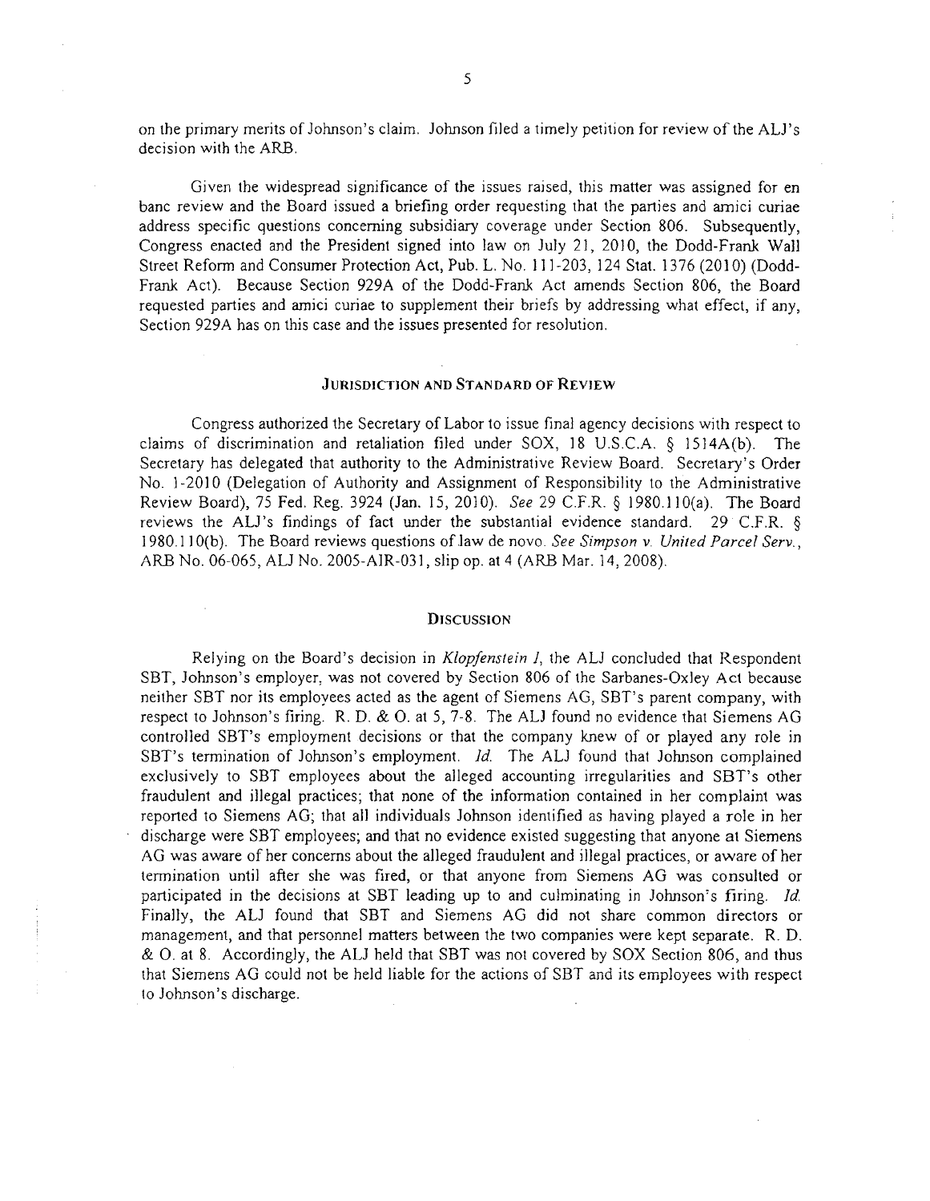on the primary merits of Johnson's claim. Johnson filed a timely petition for review of the ALJ's decision with the ARB.

Given the widespread significance of the issues raised, this matter was assigned for en banc review and the Board issued a briefing order requesting that the parties and amici curiae address specific questions concerning subsidiary coverage under Section 806. Subsequently, Congress enacted and the President signed into law on July 21, 2010, the Dodd-Frank Wall Street Reform and Consumer Protection Act, Pub. L. No. 111-203, 124 Stat. 1376 (2010) (Dodd-Frank Act). Because Section 929A of the Dodd-Frank Act amends Section 806, the Board requested parties and amici curiae to supplement their briefs by addressing what effect, if any, Section 929A has on this case and the issues presented for resolution.

## JURISDICTION AND STANDARD OF REVIEW

Congress authorized the Secretary of Labor to issue final agency decisions with respect to claims of discrimination and retaliation filed under SOX, 18 U.S.C.A. § 1514A(b). The Secretary has delegated that authority to the Administrative Review Board. Secretary's Order No. 1-2010 (Delegation of Authority and Assignment of Responsibility to the Administrative Review Board), 75 Fed. Reg. 3924 (Jan. 15, 2010). *See* 29 C.F.R. § 1980.110(a). The Board reviews the ALJ's findings of fact under the substantial evidence standard. 29 C.F.R. § 1980.110(b). The Board reviews questions of law de novo. *See Simpson v. United Parcel Serv.*, ARB No. 06-065, ALJ No. 2005-AIR-031, slip op. at 4 (ARB Mar. 14, 2008).

## DISCUSSION

Relying on the Board's decision in *Klopfenstein I*, the ALJ concluded that Respondent SBT, Johnson's employer, was not covered by Section 806 of the Sarbanes-Oxley Act because neither SBT nor its employees acted as the agent of Siemens AG, SBT's parent company, with respect to Johnson's firing. R. D. & O. at 5, 7-8. The ALJ found no evidence that Siemens AG controlled SBT's employment decisions or that the company knew of or played any role in SBT's termination of Johnson's employment. *Id.* The ALJ found that Johnson complained exclusively to SBT employees about the alleged accounting irregularities and SBT's other fraudulent and illegal practices; that none of the information contained in her complaint was reported to Siemens AG; that all individuals Johnson identified as having played a role in her discharge were SBT employees; and that no evidence existed suggesting that anyone at Siemens AG was aware of her concerns about the alleged fraudulent and illegal practices, or aware of her termination until after she was fired, or that anyone from Siemens AG was consulted or participated in the decisions at SBT leading up to and culminating in Johnson's firing. *Id.* Finally, the ALJ found that SBT and Siemens AG did not share common directors or management, and that personnel matters between the two companies were kept separate. R. D. & O. at 8. Accordingly, the ALJ held that SBT was not covered by SOX Section 806, and thus that Siemens AG could not be held liable for the actions of SBT and its employees with respect to Johnson's discharge.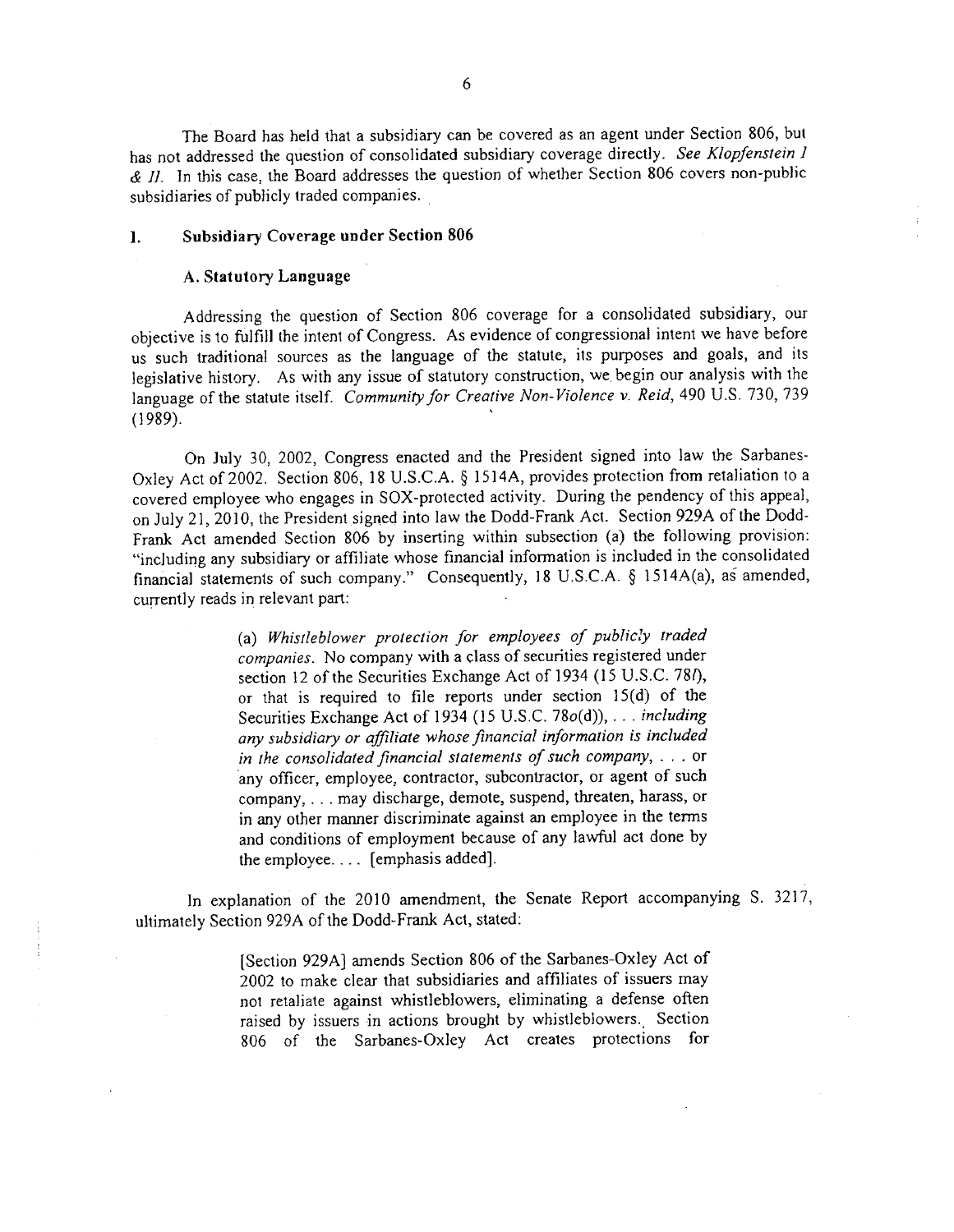The Board has held that a subsidiary can be covered as an agent under Section 806, but has not addressed the question of consolidated subsidiary coverage directly. *See Klopfenstein I & II*. In this case, the Board addresses the question of whether Section 806 covers non-public subsidiaries of publicly traded companies.

## I. Subsidiary Coverage under Section 806

### A. Statutory Language

Addressing the question of Section 806 coverage for a consolidated subsidiary, our objective is to fulfill the intent of Congress. As evidence of congressional intent we have before us such traditional sources as the language of the statute, its purposes and goals, and its legislative history. As with any issue of statutory construction, we begin our analysis with the language of the statute itself. *Community for Creative Non-Violence v. Reid*, 490 U.S. 730, 739 (1989).

On July 30, 2002, Congress enacted and the President signed into law the Sarbanes-Oxley Act of 2002. Section 806, 18 U.S.C.A. § 1514A, provides protection from retaliation to a covered employee who engages in SOX-protected activity. During the pendency of this appeal, on July 21, 2010, the President signed into law the Dodd-Frank Act. Section 929A of the Dodd-Frank Act amended Section 806 by inserting within subsection (a) the following provision: "including any subsidiary or affiliate whose financial information is included in the consolidated financial statements of such company." Consequently, 18 U.S.C.A. § 1514A(a), as amended, currently reads in relevant part:

> (a) *Whistleblower protection for employees of publicly traded companies.* No company with a class of securities registered under section 12 of the Securities Exchange Act of 1934 (15 U.S.C. 78*l*), or that is required to file reports under section 15(d) of the Securities Exchange Act of 1934 (15 U.S.C. 78*o*(d)), . . . *including any subsidiary or affiliate whose financial information is included in the consolidated financial statements of such company*, . . . or any officer, employee, contractor, subcontractor, or agent of such company, . . . may discharge, demote, suspend, threaten, harass, or in any other manner discriminate against an employee in the terms and conditions of employment because of any lawful act done by the employee. . . . [emphasis added].

In explanation of the 2010 amendment, the Senate Report accompanying S. 3217, ultimately Section 929A of the Dodd-Frank Act, stated:

> [Section 929A] amends Section 806 of the Sarbanes-Oxley Act of 2002 to make clear that subsidiaries and affiliates of issuers may not retaliate against whistleblowers, eliminating a defense often raised by issuers in actions brought by whistleblowers. Section 806 of the Sarbanes-Oxley Act creates protections for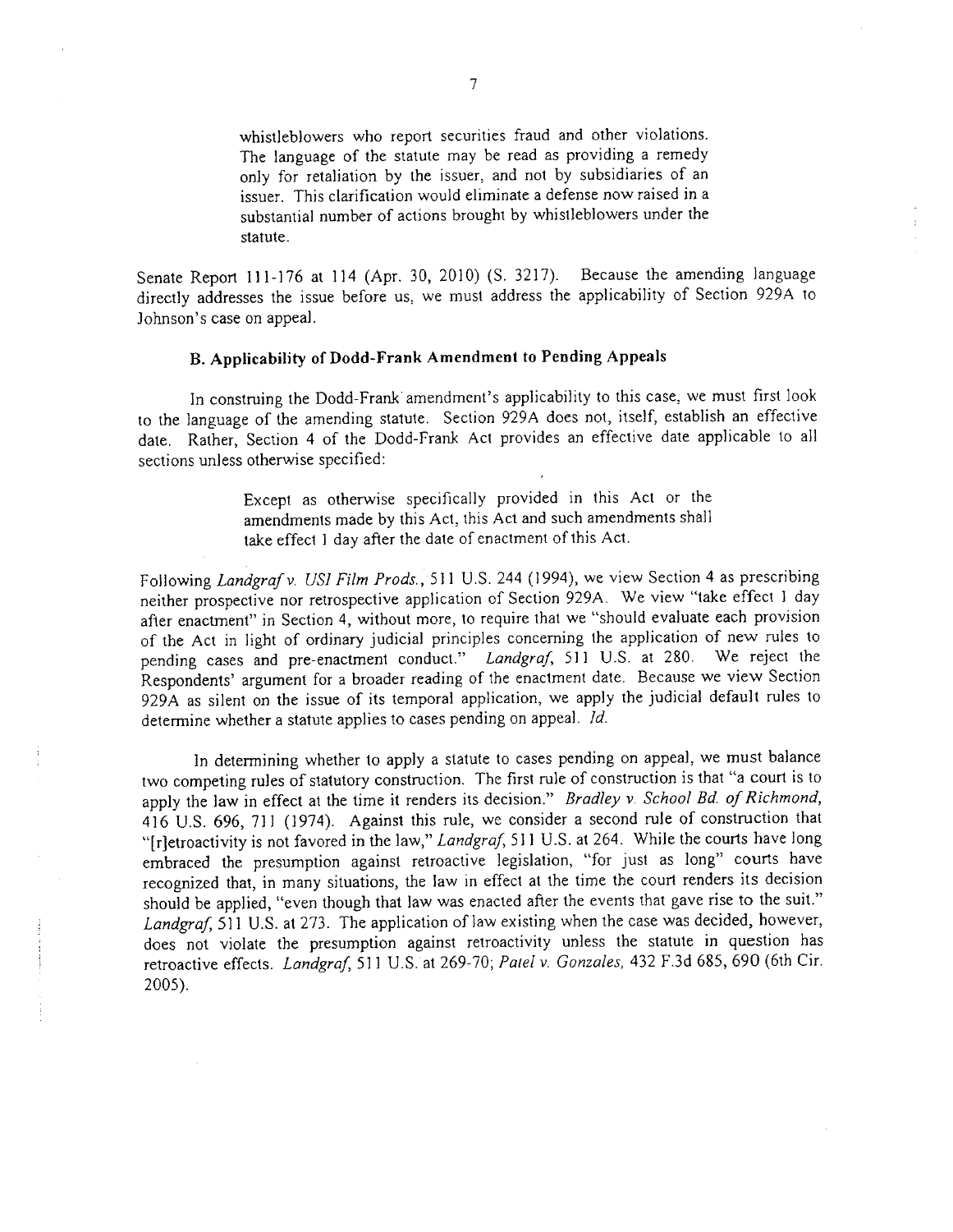> whistleblowers who report securities fraud and other violations. The language of the statute may be read as providing a remedy only for retaliation by the issuer, and not by subsidiaries of an issuer. This clarification would eliminate a defense now raised in a substantial number of actions brought by whistleblowers under the statute.

Senate Report 111-176 at 114 (Apr. 30, 2010) (S. 3217). Because the amending language directly addresses the issue before us, we must address the applicability of Section 929A to Johnson's case on appeal.

### B. Applicability of Dodd-Frank Amendment to Pending Appeals

In construing the Dodd-Frank amendment's applicability to this case, we must first look to the language of the amending statute. Section 929A does not, itself, establish an effective date. Rather, Section 4 of the Dodd-Frank Act provides an effective date applicable to all sections unless otherwise specified:

> Except as otherwise specifically provided in this Act or the amendments made by this Act, this Act and such amendments shall take effect 1 day after the date of enactment of this Act.

Following *Landgraf v. USI Film Prods.*, 511 U.S. 244 (1994), we view Section 4 as prescribing neither prospective nor retrospective application of Section 929A. We view "take effect 1 day after enactment" in Section 4, without more, to require that we "should evaluate each provision of the Act in light of ordinary judicial principles concerning the application of new rules to pending cases and pre-enactment conduct." *Landgraf*, 511 U.S. at 280. We reject the Respondents' argument for a broader reading of the enactment date. Because we view Section 929A as silent on the issue of its temporal application, we apply the judicial default rules to determine whether a statute applies to cases pending on appeal. *Id.*

In determining whether to apply a statute to cases pending on appeal, we must balance two competing rules of statutory construction. The first rule of construction is that "a court is to apply the law in effect at the time it renders its decision." *Bradley v. School Bd. of Richmond*, 416 U.S. 696, 711 (1974). Against this rule, we consider a second rule of construction that "[r]etroactivity is not favored in the law," *Landgraf*, 511 U.S. at 264. While the courts have long embraced the presumption against retroactive legislation, "for just as long" courts have recognized that, in many situations, the law in effect at the time the court renders its decision should be applied, "even though that law was enacted after the events that gave rise to the suit." *Landgraf*, 511 U.S. at 273. The application of law existing when the case was decided, however, does not violate the presumption against retroactivity unless the statute in question has retroactive effects. *Landgraf*, 511 U.S. at 269-70; *Patel v. Gonzales*, 432 F.3d 685, 690 (6th Cir. 2005).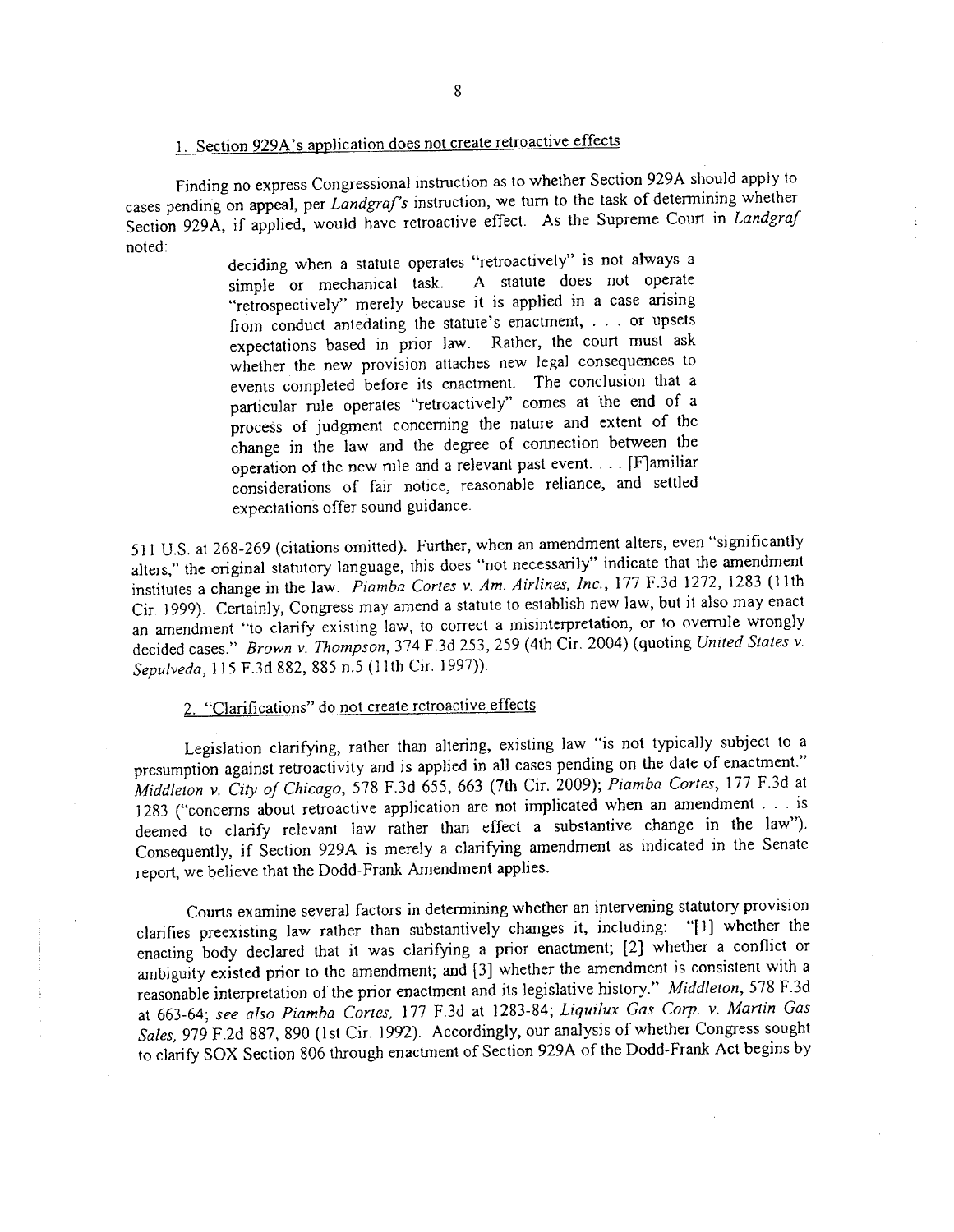### 1. Section 929A's application does not create retroactive effects

Finding no express Congressional instruction as to whether Section 929A should apply to cases pending on appeal, per *Landgraf's* instruction, we turn to the task of determining whether Section 929A, if applied, would have retroactive effect. As the Supreme Court in *Landgraf* noted:

> deciding when a statute operates "retroactively" is not always a simple or mechanical task. A statute does not operate "retrospectively" merely because it is applied in a case arising from conduct antedating the statute's enactment, . . . or upsets expectations based in prior law. Rather, the court must ask whether the new provision attaches new legal consequences to events completed before its enactment. The conclusion that a particular rule operates "retroactively" comes at the end of a process of judgment concerning the nature and extent of the change in the law and the degree of connection between the operation of the new rule and a relevant past event. . . . [F]amiliar considerations of fair notice, reasonable reliance, and settled expectations offer sound guidance.

511 U.S. at 268-269 (citations omitted). Further, when an amendment alters, even "significantly alters," the original statutory language, this does "not necessarily" indicate that the amendment institutes a change in the law. *Piamba Cortes v. Am. Airlines, Inc.*, 177 F.3d 1272, 1283 (11th Cir. 1999). Certainly, Congress may amend a statute to establish new law, but it also may enact an amendment "to clarify existing law, to correct a misinterpretation, or to overrule wrongly decided cases." *Brown v. Thompson*, 374 F.3d 253, 259 (4th Cir. 2004) (quoting *United States v. Sepulveda*, 115 F.3d 882, 885 n.5 (11th Cir. 1997)).

### 2. "Clarifications" do not create retroactive effects

Legislation clarifying, rather than altering, existing law "is not typically subject to a presumption against retroactivity and is applied in all cases pending on the date of enactment." *Middleton v. City of Chicago*, 578 F.3d 655, 663 (7th Cir. 2009); *Piamba Cortes*, 177 F.3d at 1283 ("concerns about retroactive application are not implicated when an amendment . . . is deemed to clarify relevant law rather than effect a substantive change in the law"). Consequently, if Section 929A is merely a clarifying amendment as indicated in the Senate report, we believe that the Dodd-Frank Amendment applies.

Courts examine several factors in determining whether an intervening statutory provision clarifies preexisting law rather than substantively changes it, including: "[1] whether the enacting body declared that it was clarifying a prior enactment; [2] whether a conflict or ambiguity existed prior to the amendment; and [3] whether the amendment is consistent with a reasonable interpretation of the prior enactment and its legislative history." *Middleton*, 578 F.3d at 663-64; *see also Piamba Cortes*, 177 F.3d at 1283-84; *Liquilux Gas Corp. v. Martin Gas Sales*, 979 F.2d 887, 890 (1st Cir. 1992). Accordingly, our analysis of whether Congress sought to clarify SOX Section 806 through enactment of Section 929A of the Dodd-Frank Act begins by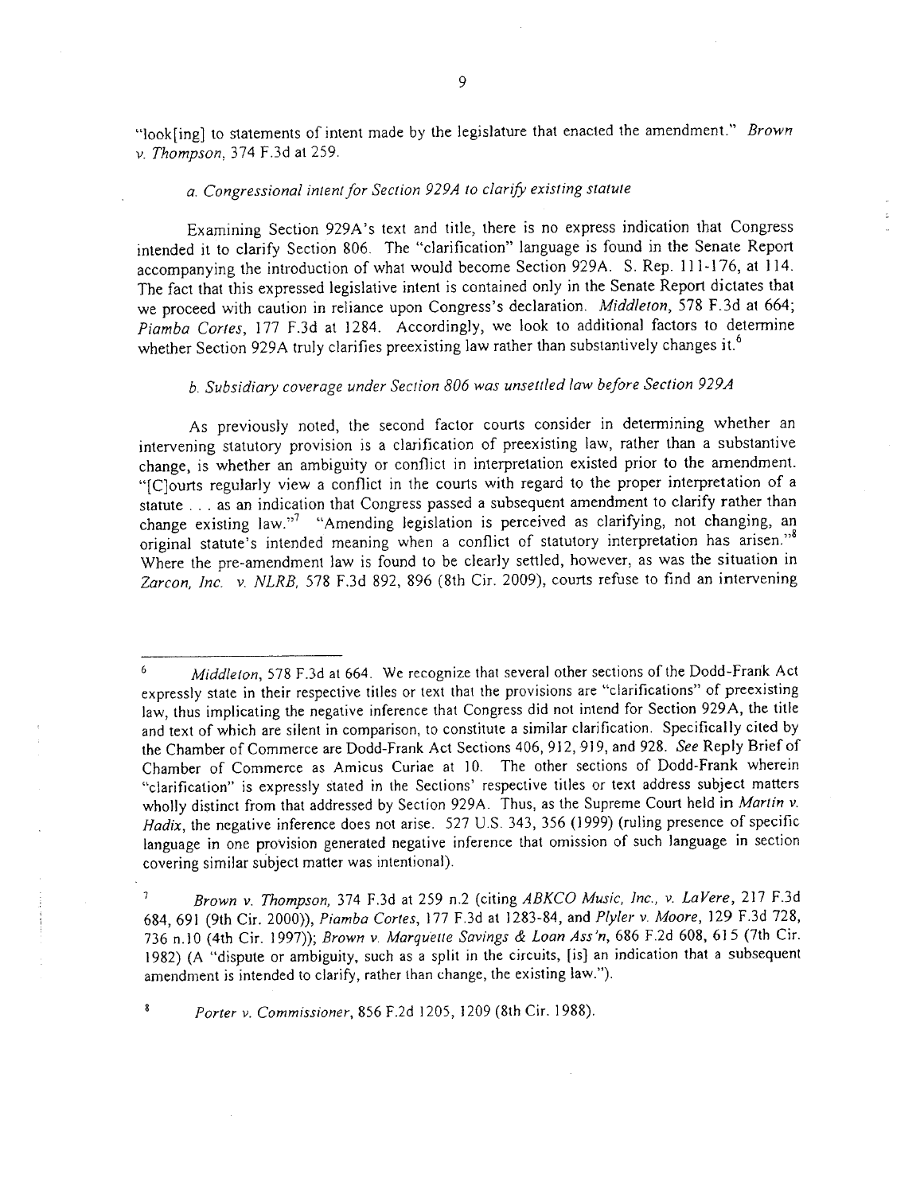"look[ing] to statements of intent made by the legislature that enacted the amendment." *Brown v. Thompson*, 374 F.3d at 259.

*a. Congressional intent for Section 929A to clarify existing statute*

Examining Section 929A's text and title, there is no express indication that Congress intended it to clarify Section 806. The "clarification" language is found in the Senate Report accompanying the introduction of what would become Section 929A. S. Rep. 111-176, at 114. The fact that this expressed legislative intent is contained only in the Senate Report dictates that we proceed with caution in reliance upon Congress's declaration. *Middleton*, 578 F.3d at 664; *Piamba Cortes*, 177 F.3d at 1284. Accordingly, we look to additional factors to determine whether Section 929A truly clarifies preexisting law rather than substantively changes it.[6]

*b. Subsidiary coverage under Section 806 was unsettled law before Section 929A*

As previously noted, the second factor courts consider in determining whether an intervening statutory provision is a clarification of preexisting law, rather than a substantive change, is whether an ambiguity or conflict in interpretation existed prior to the amendment. "[C]ourts regularly view a conflict in the courts with regard to the proper interpretation of a statute . . . as an indication that Congress passed a subsequent amendment to clarify rather than change existing law."[7] "Amending legislation is perceived as clarifying, not changing, an original statute's intended meaning when a conflict of statutory interpretation has arisen."[8] Where the pre-amendment law is found to be clearly settled, however, as was the situation in *Zarcon, Inc. v. NLRB*, 578 F.3d 892, 896 (8th Cir. 2009), courts refuse to find an intervening

---

[6] *Middleton*, 578 F.3d at 664. We recognize that several other sections of the Dodd-Frank Act expressly state in their respective titles or text that the provisions are "clarifications" of preexisting law, thus implicating the negative inference that Congress did not intend for Section 929A, the title and text of which are silent in comparison, to constitute a similar clarification. Specifically cited by the Chamber of Commerce are Dodd-Frank Act Sections 406, 912, 919, and 928. *See* Reply Brief of Chamber of Commerce as Amicus Curiae at 10. The other sections of Dodd-Frank wherein "clarification" is expressly stated in the Sections' respective titles or text address subject matters wholly distinct from that addressed by Section 929A. Thus, as the Supreme Court held in *Martin v. Hadix*, the negative inference does not arise. 527 U.S. 343, 356 (1999) (ruling presence of specific language in one provision generated negative inference that omission of such language in section covering similar subject matter was intentional).

[7] *Brown v. Thompson*, 374 F.3d at 259 n.2 (citing *ABKCO Music, Inc., v. LaVere*, 217 F.3d 684, 691 (9th Cir. 2000)), *Piamba Cortes*, 177 F.3d at 1283-84, and *Plyler v. Moore*, 129 F.3d 728, 736 n.10 (4th Cir. 1997)); *Brown v. Marquette Savings & Loan Ass'n*, 686 F.2d 608, 615 (7th Cir. 1982) (A "dispute or ambiguity, such as a split in the circuits, [is] an indication that a subsequent amendment is intended to clarify, rather than change, the existing law.").

[8] *Porter v. Commissioner*, 856 F.2d 1205, 1209 (8th Cir. 1988).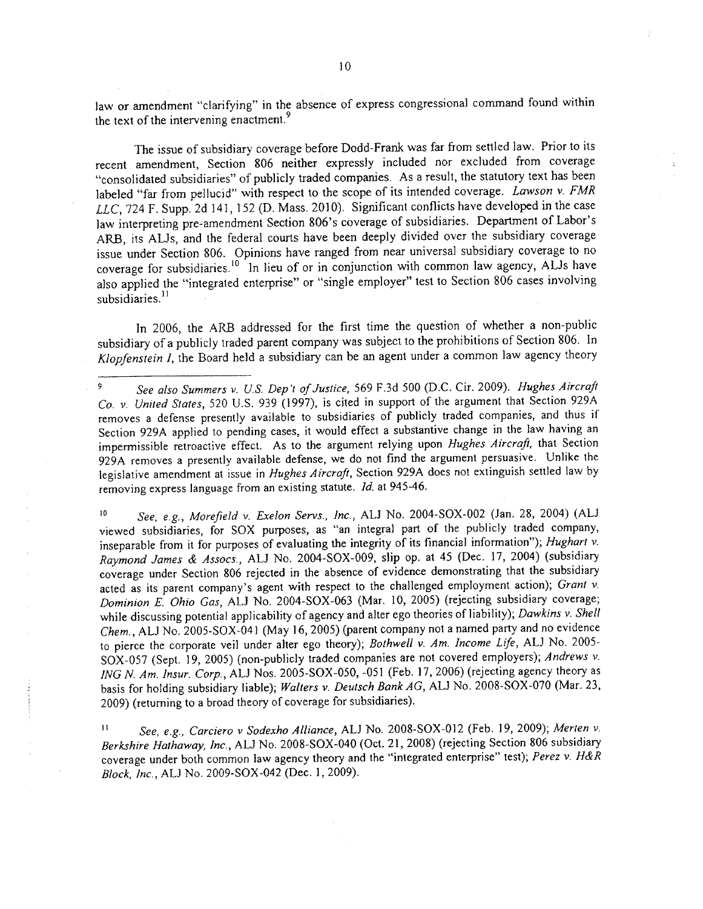law or amendment "clarifying" in the absence of express congressional command found within the text of the intervening enactment.[9]

The issue of subsidiary coverage before Dodd-Frank was far from settled law. Prior to its recent amendment, Section 806 neither expressly included nor excluded from coverage "consolidated subsidiaries" of publicly traded companies. As a result, the statutory text has been labeled "far from pellucid" with respect to the scope of its intended coverage. *Lawson v. FMR LLC*, 724 F. Supp. 2d 141, 152 (D. Mass. 2010). Significant conflicts have developed in the case law interpreting pre-amendment Section 806's coverage of subsidiaries. Department of Labor's ARB, its ALJs, and the federal courts have been deeply divided over the subsidiary coverage issue under Section 806. Opinions have ranged from near universal subsidiary coverage to no coverage for subsidiaries.[10] In lieu of or in conjunction with common law agency, ALJs have also applied the "integrated enterprise" or "single employer" test to Section 806 cases involving subsidiaries.[11]

In 2006, the ARB addressed for the first time the question of whether a non-public subsidiary of a publicly traded parent company was subject to the prohibitions of Section 806. In *Klopfenstein I*, the Board held a subsidiary can be an agent under a common law agency theory

---

[9] *See also Summers v. U.S. Dep't of Justice*, 569 F.3d 500 (D.C. Cir. 2009). *Hughes Aircraft Co. v. United States*, 520 U.S. 939 (1997), is cited in support of the argument that Section 929A removes a defense presently available to subsidiaries of publicly traded companies, and thus if Section 929A applied to pending cases, it would effect a substantive change in the law having an impermissible retroactive effect. As to the argument relying upon *Hughes Aircraft*, that Section 929A removes a presently available defense, we do not find the argument persuasive. Unlike the legislative amendment at issue in *Hughes Aircraft*, Section 929A does not extinguish settled law by removing express language from an existing statute. *Id.* at 945-46.

[10] *See, e.g., Morefield v. Exelon Servs., Inc.*, ALJ No. 2004-SOX-002 (Jan. 28, 2004) (ALJ viewed subsidiaries, for SOX purposes, as "an integral part of the publicly traded company, inseparable from it for purposes of evaluating the integrity of its financial information"); *Hughart v. Raymond James & Assocs.*, ALJ No. 2004-SOX-009, slip op. at 45 (Dec. 17, 2004) (subsidiary coverage under Section 806 rejected in the absence of evidence demonstrating that the subsidiary acted as its parent company's agent with respect to the challenged employment action); *Grant v. Dominion E. Ohio Gas*, ALJ No. 2004-SOX-063 (Mar. 10, 2005) (rejecting subsidiary coverage; while discussing potential applicability of agency and alter ego theories of liability); *Dawkins v. Shell Chem.*, ALJ No. 2005-SOX-041 (May 16, 2005) (parent company not a named party and no evidence to pierce the corporate veil under alter ego theory); *Bothwell v. Am. Income Life*, ALJ No. 2005-SOX-057 (Sept. 19, 2005) (non-publicly traded companies are not covered employers); *Andrews v. ING N. Am. Insur. Corp.*, ALJ Nos. 2005-SOX-050, -051 (Feb. 17, 2006) (rejecting agency theory as basis for holding subsidiary liable); *Walters v. Deutsch Bank AG*, ALJ No. 2008-SOX-070 (Mar. 23, 2009) (returning to a broad theory of coverage for subsidiaries).

[11] *See, e.g., Carciero v Sodexho Alliance*, ALJ No. 2008-SOX-012 (Feb. 19, 2009); *Merten v. Berkshire Hathaway, Inc.*, ALJ No. 2008-SOX-040 (Oct. 21, 2008) (rejecting Section 806 subsidiary coverage under both common law agency theory and the "integrated enterprise" test); *Perez v. H&R Block, Inc.*, ALJ No. 2009-SOX-042 (Dec. 1, 2009).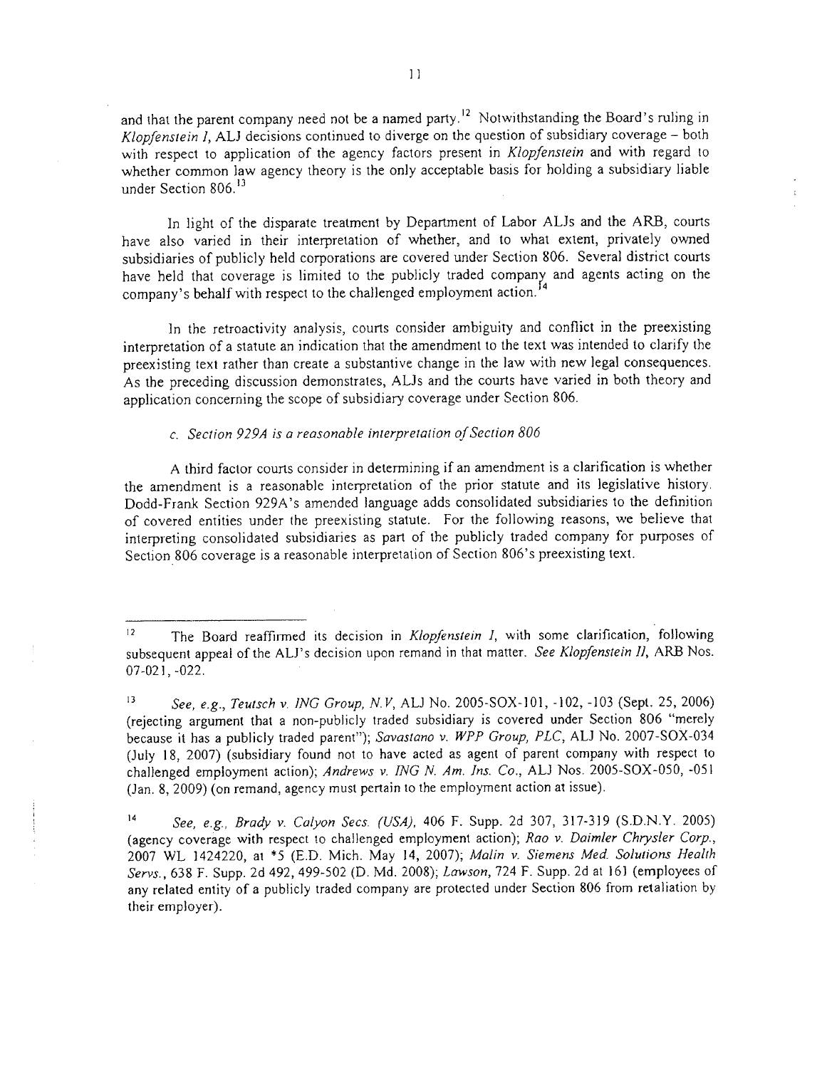and that the parent company need not be a named party.[12] Notwithstanding the Board's ruling in *Klopfenstein I*, ALJ decisions continued to diverge on the question of subsidiary coverage – both with respect to application of the agency factors present in *Klopfenstein* and with regard to whether common law agency theory is the only acceptable basis for holding a subsidiary liable under Section 806.[13]

In light of the disparate treatment by Department of Labor ALJs and the ARB, courts have also varied in their interpretation of whether, and to what extent, privately owned subsidiaries of publicly held corporations are covered under Section 806. Several district courts have held that coverage is limited to the publicly traded company and agents acting on the company's behalf with respect to the challenged employment action.[14]

In the retroactivity analysis, courts consider ambiguity and conflict in the preexisting interpretation of a statute an indication that the amendment to the text was intended to clarify the preexisting text rather than create a substantive change in the law with new legal consequences. As the preceding discussion demonstrates, ALJs and the courts have varied in both theory and application concerning the scope of subsidiary coverage under Section 806.

*c. Section 929A is a reasonable interpretation of Section 806*

A third factor courts consider in determining if an amendment is a clarification is whether the amendment is a reasonable interpretation of the prior statute and its legislative history. Dodd-Frank Section 929A's amended language adds consolidated subsidiaries to the definition of covered entities under the preexisting statute. For the following reasons, we believe that interpreting consolidated subsidiaries as part of the publicly traded company for purposes of Section 806 coverage is a reasonable interpretation of Section 806's preexisting text.

---

[12] The Board reaffirmed its decision in *Klopfenstein I*, with some clarification, following subsequent appeal of the ALJ's decision upon remand in that matter. *See Klopfenstein II*, ARB Nos. 07-021, -022.

[13] *See, e.g., Teutsch v. ING Group, N.V*, ALJ No. 2005-SOX-101, -102, -103 (Sept. 25, 2006) (rejecting argument that a non-publicly traded subsidiary is covered under Section 806 "merely because it has a publicly traded parent"); *Savastano v. WPP Group, PLC*, ALJ No. 2007-SOX-034 (July 18, 2007) (subsidiary found not to have acted as agent of parent company with respect to challenged employment action); *Andrews v. ING N. Am. Ins. Co.*, ALJ Nos. 2005-SOX-050, -051 (Jan. 8, 2009) (on remand, agency must pertain to the employment action at issue).

[14] *See, e.g., Brady v. Calyon Secs. (USA)*, 406 F. Supp. 2d 307, 317-319 (S.D.N.Y. 2005) (agency coverage with respect to challenged employment action); *Rao v. Daimler Chrysler Corp.*, 2007 WL 1424220, at *5 (E.D. Mich. May 14, 2007); *Malin v. Siemens Med. Solutions Health Servs.*, 638 F. Supp. 2d 492, 499-502 (D. Md. 2008); *Lawson*, 724 F. Supp. 2d at 161 (employees of any related entity of a publicly traded company are protected under Section 806 from retaliation by their employer).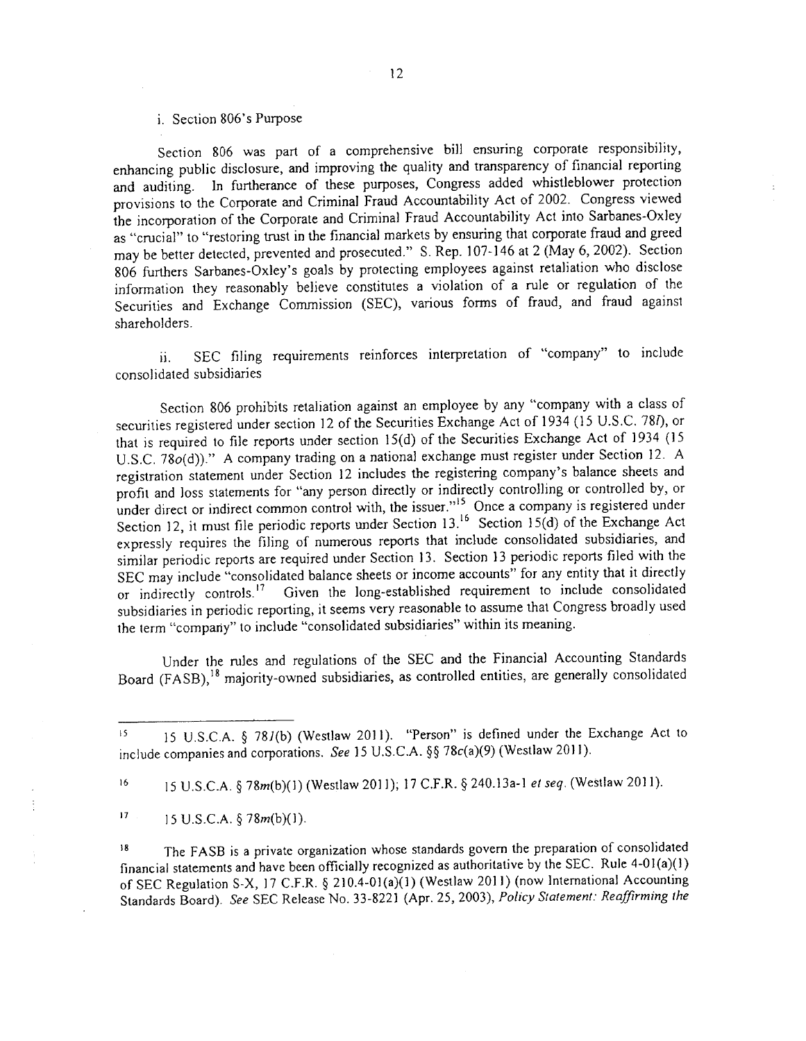i. Section 806's Purpose

Section 806 was part of a comprehensive bill ensuring corporate responsibility, enhancing public disclosure, and improving the quality and transparency of financial reporting and auditing. In furtherance of these purposes, Congress added whistleblower protection provisions to the Corporate and Criminal Fraud Accountability Act of 2002. Congress viewed the incorporation of the Corporate and Criminal Fraud Accountability Act into Sarbanes-Oxley as "crucial" to "restoring trust in the financial markets by ensuring that corporate fraud and greed may be better detected, prevented and prosecuted." S. Rep. 107-146 at 2 (May 6, 2002). Section 806 furthers Sarbanes-Oxley's goals by protecting employees against retaliation who disclose information they reasonably believe constitutes a violation of a rule or regulation of the Securities and Exchange Commission (SEC), various forms of fraud, and fraud against shareholders.

ii. SEC filing requirements reinforces interpretation of "company" to include consolidated subsidiaries

Section 806 prohibits retaliation against an employee by any "company with a class of securities registered under section 12 of the Securities Exchange Act of 1934 (15 U.S.C. 78*l*), or that is required to file reports under section 15(d) of the Securities Exchange Act of 1934 (15 U.S.C. 78*o*(d))." A company trading on a national exchange must register under Section 12. A registration statement under Section 12 includes the registering company's balance sheets and profit and loss statements for "any person directly or indirectly controlling or controlled by, or under direct or indirect common control with, the issuer."[15] Once a company is registered under Section 12, it must file periodic reports under Section 13.[16] Section 15(d) of the Exchange Act expressly requires the filing of numerous reports that include consolidated subsidiaries, and similar periodic reports are required under Section 13. Section 13 periodic reports filed with the SEC may include "consolidated balance sheets or income accounts" for any entity that it directly or indirectly controls.[17] Given the long-established requirement to include consolidated subsidiaries in periodic reporting, it seems very reasonable to assume that Congress broadly used the term "company" to include "consolidated subsidiaries" within its meaning.

Under the rules and regulations of the SEC and the Financial Accounting Standards Board (FASB),[18] majority-owned subsidiaries, as controlled entities, are generally consolidated

---

[15] 15 U.S.C.A. § 78*l*(b) (Westlaw 2011). "Person" is defined under the Exchange Act to include companies and corporations. *See* 15 U.S.C.A. §§ 78c(a)(9) (Westlaw 2011).

[16] 15 U.S.C.A. § 78*m*(b)(1) (Westlaw 2011); 17 C.F.R. § 240.13a-1 *et seq.* (Westlaw 2011).

[17] 15 U.S.C.A. § 78*m*(b)(1).

[18] The FASB is a private organization whose standards govern the preparation of consolidated financial statements and have been officially recognized as authoritative by the SEC. Rule 4-01(a)(1) of SEC Regulation S-X, 17 C.F.R. § 210.4-01(a)(1) (Westlaw 2011) (now International Accounting Standards Board). *See* SEC Release No. 33-8221 (Apr. 25, 2003), *Policy Statement: Reaffirming the*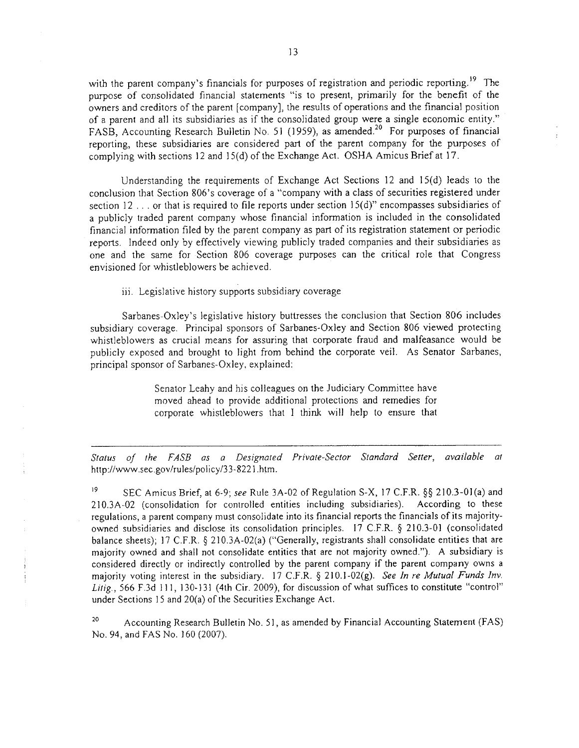with the parent company's financials for purposes of registration and periodic reporting.[19] The purpose of consolidated financial statements "is to present, primarily for the benefit of the owners and creditors of the parent [company], the results of operations and the financial position of a parent and all its subsidiaries as if the consolidated group were a single economic entity." FASB, Accounting Research Bulletin No. 51 (1959), as amended.[20] For purposes of financial reporting, these subsidiaries are considered part of the parent company for the purposes of complying with sections 12 and 15(d) of the Exchange Act. OSHA Amicus Brief at 17.

Understanding the requirements of Exchange Act Sections 12 and 15(d) leads to the conclusion that Section 806's coverage of a "company with a class of securities registered under section 12 . . . or that is required to file reports under section 15(d)" encompasses subsidiaries of a publicly traded parent company whose financial information is included in the consolidated financial information filed by the parent company as part of its registration statement or periodic reports. Indeed only by effectively viewing publicly traded companies and their subsidiaries as one and the same for Section 806 coverage purposes can the critical role that Congress envisioned for whistleblowers be achieved.

iii. Legislative history supports subsidiary coverage

Sarbanes-Oxley's legislative history buttresses the conclusion that Section 806 includes subsidiary coverage. Principal sponsors of Sarbanes-Oxley and Section 806 viewed protecting whistleblowers as crucial means for assuring that corporate fraud and malfeasance would be publicly exposed and brought to light from behind the corporate veil. As Senator Sarbanes, principal sponsor of Sarbanes-Oxley, explained:

> Senator Leahy and his colleagues on the Judiciary Committee have moved ahead to provide additional protections and remedies for corporate whistleblowers that I think will help to ensure that

---

*Status of the FASB as a Designated Private-Sector Standard Setter*, *available at* http://www.sec.gov/rules/policy/33-8221.htm.

[19] SEC Amicus Brief, at 6-9; *see* Rule 3A-02 of Regulation S-X, 17 C.F.R. §§ 210.3-01(a) and 210.3A-02 (consolidation for controlled entities including subsidiaries). According to these regulations, a parent company must consolidate into its financial reports the financials of its majority-owned subsidiaries and disclose its consolidation principles. 17 C.F.R. § 210.3-01 (consolidated balance sheets); 17 C.F.R. § 210.3A-02(a) ("Generally, registrants shall consolidate entities that are majority owned and shall not consolidate entities that are not majority owned."). A subsidiary is considered directly or indirectly controlled by the parent company if the parent company owns a majority voting interest in the subsidiary. 17 C.F.R. § 210.1-02(g). *See In re Mutual Funds Inv. Litig.*, 566 F.3d 111, 130-131 (4th Cir. 2009), for discussion of what suffices to constitute "control" under Sections 15 and 20(a) of the Securities Exchange Act.

[20] Accounting Research Bulletin No. 51, as amended by Financial Accounting Statement (FAS) No. 94, and FAS No. 160 (2007).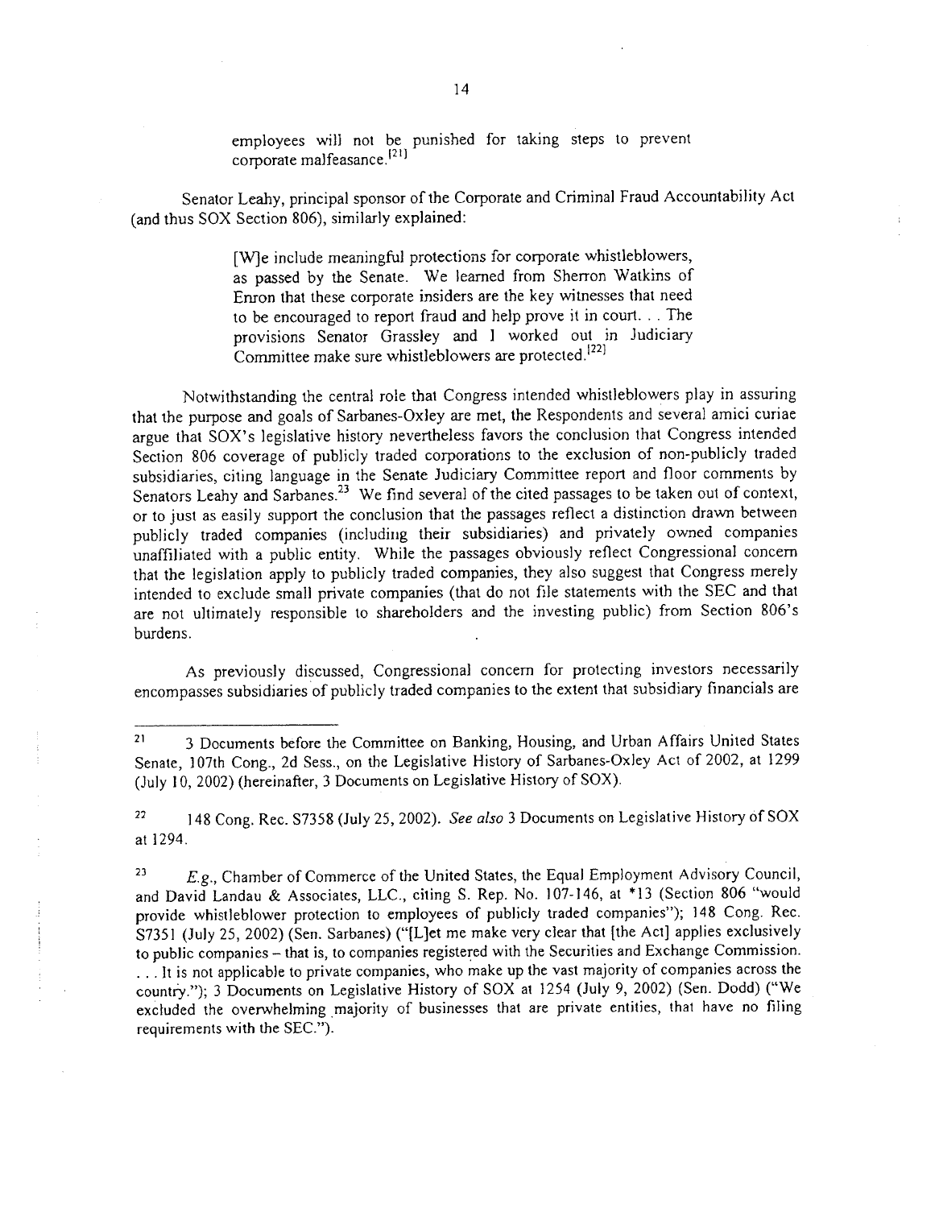> employees will not be punished for taking steps to prevent corporate malfeasance.[21]

Senator Leahy, principal sponsor of the Corporate and Criminal Fraud Accountability Act (and thus SOX Section 806), similarly explained:

> [W]e include meaningful protections for corporate whistleblowers, as passed by the Senate. We learned from Sherron Watkins of Enron that these corporate insiders are the key witnesses that need to be encouraged to report fraud and help prove it in court. . . The provisions Senator Grassley and I worked out in Judiciary Committee make sure whistleblowers are protected.[22]

Notwithstanding the central role that Congress intended whistleblowers play in assuring that the purpose and goals of Sarbanes-Oxley are met, the Respondents and several amici curiae argue that SOX's legislative history nevertheless favors the conclusion that Congress intended Section 806 coverage of publicly traded corporations to the exclusion of non-publicly traded subsidiaries, citing language in the Senate Judiciary Committee report and floor comments by Senators Leahy and Sarbanes.[23] We find several of the cited passages to be taken out of context, or to just as easily support the conclusion that the passages reflect a distinction drawn between publicly traded companies (including their subsidiaries) and privately owned companies unaffiliated with a public entity. While the passages obviously reflect Congressional concern that the legislation apply to publicly traded companies, they also suggest that Congress merely intended to exclude small private companies (that do not file statements with the SEC and that are not ultimately responsible to shareholders and the investing public) from Section 806's burdens.

As previously discussed, Congressional concern for protecting investors necessarily encompasses subsidiaries of publicly traded companies to the extent that subsidiary financials are

---

[21] 3 Documents before the Committee on Banking, Housing, and Urban Affairs United States Senate, 107th Cong., 2d Sess., on the Legislative History of Sarbanes-Oxley Act of 2002, at 1299 (July 10, 2002) (hereinafter, 3 Documents on Legislative History of SOX).

[22] 148 Cong. Rec. S7358 (July 25, 2002). *See also* 3 Documents on Legislative History of SOX at 1294.

[23] *E.g.*, Chamber of Commerce of the United States, the Equal Employment Advisory Council, and David Landau & Associates, LLC., citing S. Rep. No. 107-146, at *13 (Section 806 "would provide whistleblower protection to employees of publicly traded companies"); 148 Cong. Rec. S7351 (July 25, 2002) (Sen. Sarbanes) ("[L]et me make very clear that [the Act] applies exclusively to public companies – that is, to companies registered with the Securities and Exchange Commission. . . . It is not applicable to private companies, who make up the vast majority of companies across the country."); 3 Documents on Legislative History of SOX at 1254 (July 9, 2002) (Sen. Dodd) ("We excluded the overwhelming majority of businesses that are private entities, that have no filing requirements with the SEC.").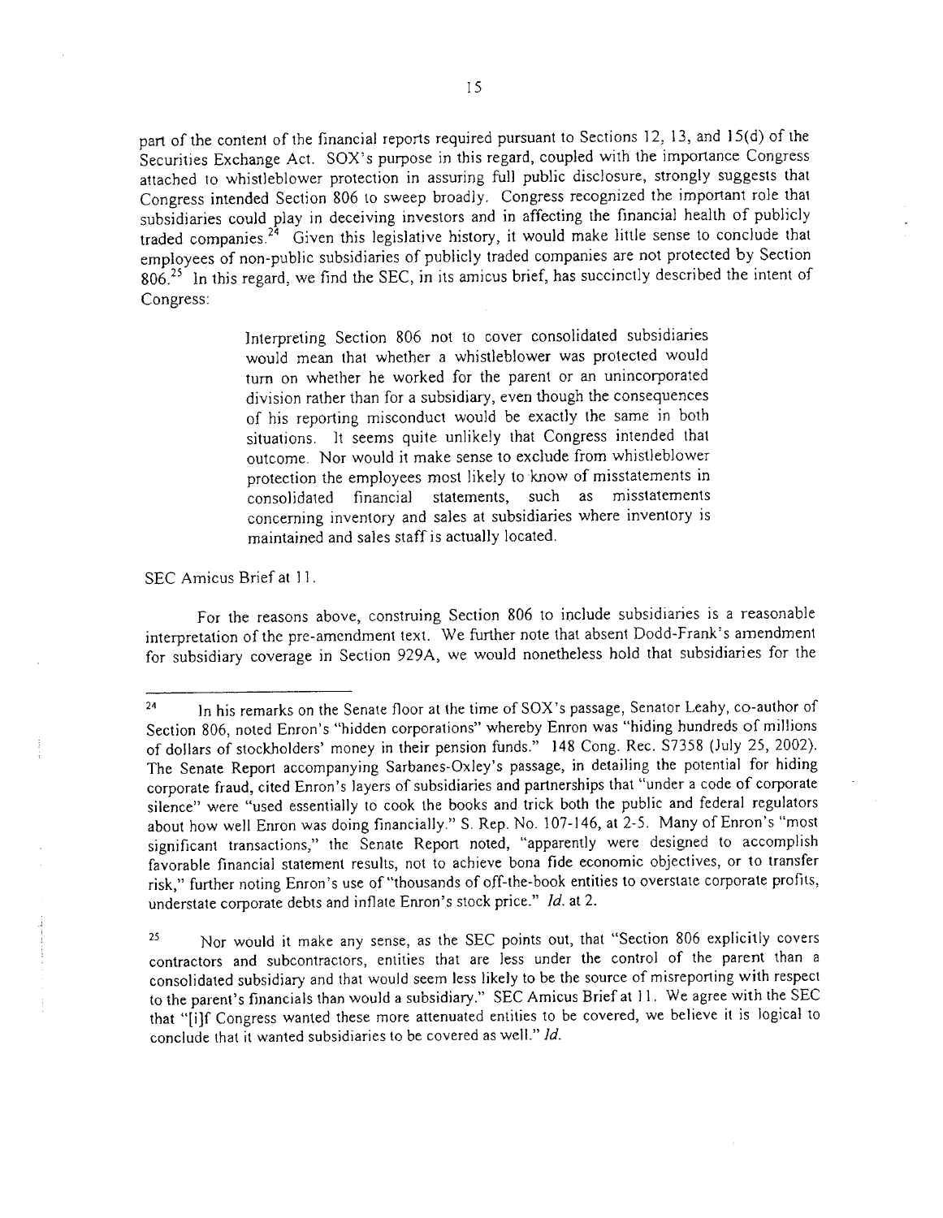part of the content of the financial reports required pursuant to Sections 12, 13, and 15(d) of the Securities Exchange Act. SOX's purpose in this regard, coupled with the importance Congress attached to whistleblower protection in assuring full public disclosure, strongly suggests that Congress intended Section 806 to sweep broadly. Congress recognized the important role that subsidiaries could play in deceiving investors and in affecting the financial health of publicly traded companies.[24] Given this legislative history, it would make little sense to conclude that employees of non-public subsidiaries of publicly traded companies are not protected by Section 806.[25] In this regard, we find the SEC, in its amicus brief, has succinctly described the intent of Congress:

> Interpreting Section 806 not to cover consolidated subsidiaries would mean that whether a whistleblower was protected would turn on whether he worked for the parent or an unincorporated division rather than for a subsidiary, even though the consequences of his reporting misconduct would be exactly the same in both situations. It seems quite unlikely that Congress intended that outcome. Nor would it make sense to exclude from whistleblower protection the employees most likely to know of misstatements in consolidated financial statements, such as misstatements concerning inventory and sales at subsidiaries where inventory is maintained and sales staff is actually located.

SEC Amicus Brief at 11.

For the reasons above, construing Section 806 to include subsidiaries is a reasonable interpretation of the pre-amendment text. We further note that absent Dodd-Frank's amendment for subsidiary coverage in Section 929A, we would nonetheless hold that subsidiaries for the

---

[24] In his remarks on the Senate floor at the time of SOX's passage, Senator Leahy, co-author of Section 806, noted Enron's "hidden corporations" whereby Enron was "hiding hundreds of millions of dollars of stockholders' money in their pension funds." 148 Cong. Rec. S7358 (July 25, 2002). The Senate Report accompanying Sarbanes-Oxley's passage, in detailing the potential for hiding corporate fraud, cited Enron's layers of subsidiaries and partnerships that "under a code of corporate silence" were "used essentially to cook the books and trick both the public and federal regulators about how well Enron was doing financially." S. Rep. No. 107-146, at 2-5. Many of Enron's "most significant transactions," the Senate Report noted, "apparently were designed to accomplish favorable financial statement results, not to achieve bona fide economic objectives, or to transfer risk," further noting Enron's use of "thousands of off-the-book entities to overstate corporate profits, understate corporate debts and inflate Enron's stock price." *Id.* at 2.

[25] Nor would it make any sense, as the SEC points out, that "Section 806 explicitly covers contractors and subcontractors, entities that are less under the control of the parent than a consolidated subsidiary and that would seem less likely to be the source of misreporting with respect to the parent's financials than would a subsidiary." SEC Amicus Brief at 11. We agree with the SEC that "[i]f Congress wanted these more attenuated entities to be covered, we believe it is logical to conclude that it wanted subsidiaries to be covered as well." *Id.*